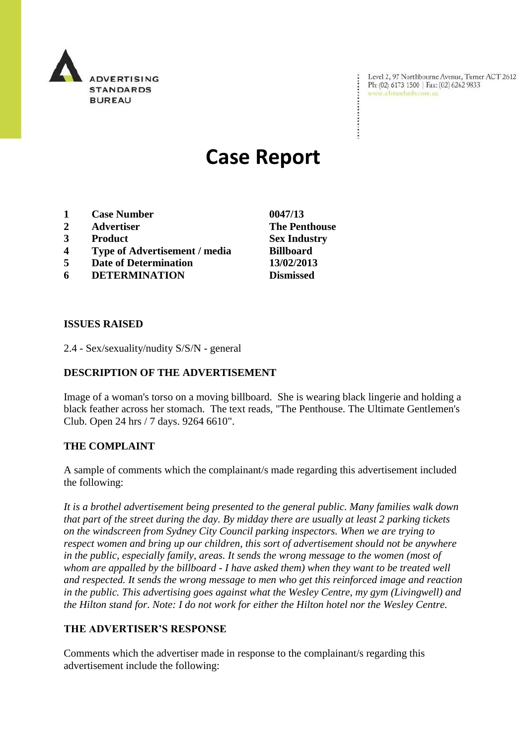ADVERTISING STANDARDS BUREAU

Level 2, 97 Northbourne Avenue, Turner ACT 2612
Ph: (02) 6173 1500 | Fax: (02) 6262 9833
www.adstandards.com.au

# Case Report

| | | |
|---|---|---|
| **1** | **Case Number** | **0047/13** |
| **2** | **Advertiser** | **The Penthouse** |
| **3** | **Product** | **Sex Industry** |
| **4** | **Type of Advertisement / media** | **Billboard** |
| **5** | **Date of Determination** | **13/02/2013** |
| **6** | **DETERMINATION** | **Dismissed** |

## ISSUES RAISED

2.4 - Sex/sexuality/nudity S/S/N - general

## DESCRIPTION OF THE ADVERTISEMENT

Image of a woman's torso on a moving billboard. She is wearing black lingerie and holding a black feather across her stomach. The text reads, "The Penthouse. The Ultimate Gentlemen's Club. Open 24 hrs / 7 days. 9264 6610".

## THE COMPLAINT

A sample of comments which the complainant/s made regarding this advertisement included the following:

*It is a brothel advertisement being presented to the general public. Many families walk down that part of the street during the day. By midday there are usually at least 2 parking tickets on the windscreen from Sydney City Council parking inspectors. When we are trying to respect women and bring up our children, this sort of advertisement should not be anywhere in the public, especially family, areas. It sends the wrong message to the women (most of whom are appalled by the billboard - I have asked them) when they want to be treated well and respected. It sends the wrong message to men who get this reinforced image and reaction in the public. This advertising goes against what the Wesley Centre, my gym (Livingwell) and the Hilton stand for. Note: I do not work for either the Hilton hotel nor the Wesley Centre.*

## THE ADVERTISER'S RESPONSE

Comments which the advertiser made in response to the complainant/s regarding this advertisement include the following: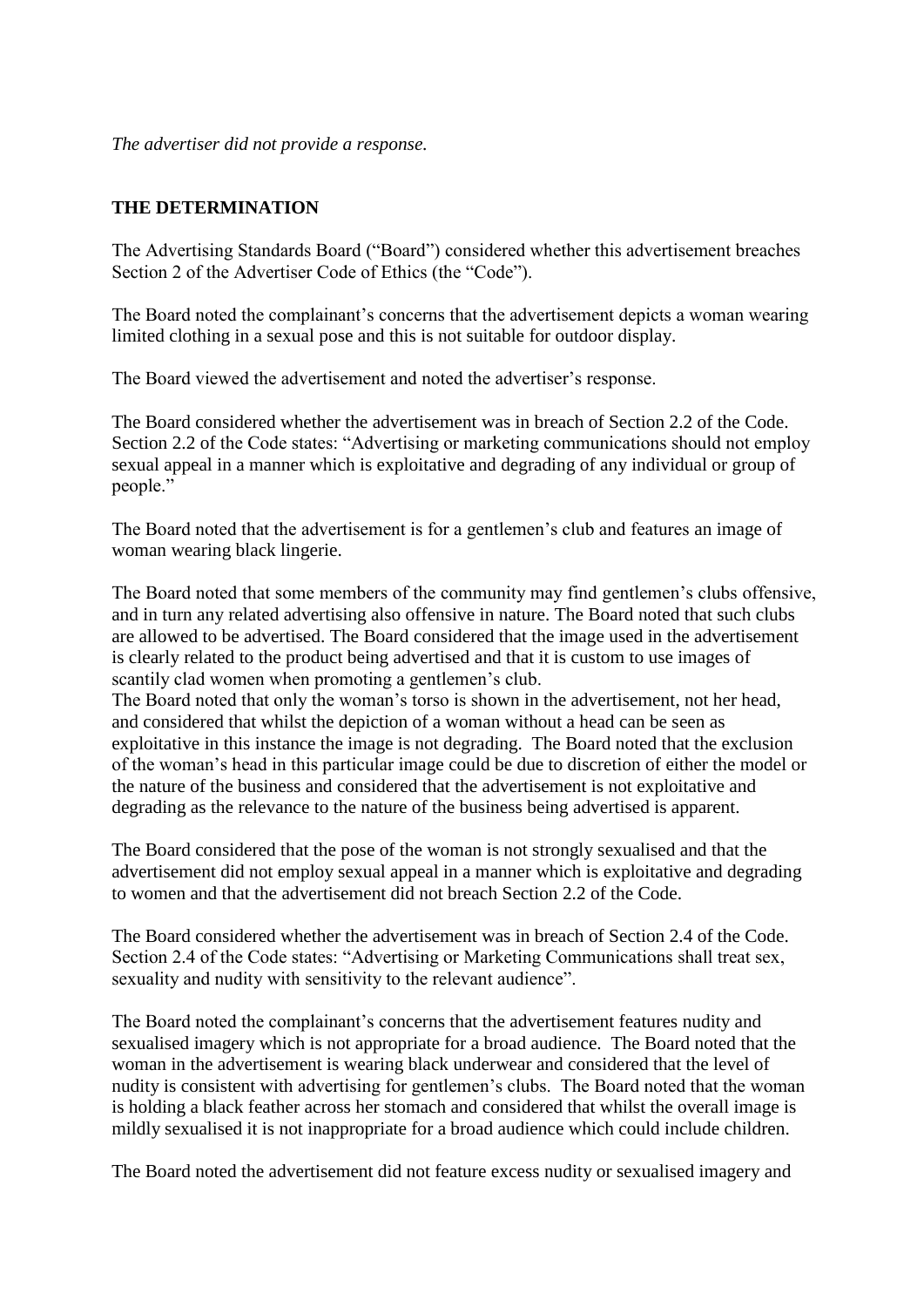*The advertiser did not provide a response.*

## THE DETERMINATION

The Advertising Standards Board ("Board") considered whether this advertisement breaches Section 2 of the Advertiser Code of Ethics (the "Code").

The Board noted the complainant's concerns that the advertisement depicts a woman wearing limited clothing in a sexual pose and this is not suitable for outdoor display.

The Board viewed the advertisement and noted the advertiser's response.

The Board considered whether the advertisement was in breach of Section 2.2 of the Code. Section 2.2 of the Code states: "Advertising or marketing communications should not employ sexual appeal in a manner which is exploitative and degrading of any individual or group of people."

The Board noted that the advertisement is for a gentlemen's club and features an image of woman wearing black lingerie.

The Board noted that some members of the community may find gentlemen's clubs offensive, and in turn any related advertising also offensive in nature. The Board noted that such clubs are allowed to be advertised. The Board considered that the image used in the advertisement is clearly related to the product being advertised and that it is custom to use images of scantily clad women when promoting a gentlemen's club.
The Board noted that only the woman's torso is shown in the advertisement, not her head, and considered that whilst the depiction of a woman without a head can be seen as exploitative in this instance the image is not degrading. The Board noted that the exclusion of the woman's head in this particular image could be due to discretion of either the model or the nature of the business and considered that the advertisement is not exploitative and degrading as the relevance to the nature of the business being advertised is apparent.

The Board considered that the pose of the woman is not strongly sexualised and that the advertisement did not employ sexual appeal in a manner which is exploitative and degrading to women and that the advertisement did not breach Section 2.2 of the Code.

The Board considered whether the advertisement was in breach of Section 2.4 of the Code. Section 2.4 of the Code states: "Advertising or Marketing Communications shall treat sex, sexuality and nudity with sensitivity to the relevant audience".

The Board noted the complainant's concerns that the advertisement features nudity and sexualised imagery which is not appropriate for a broad audience. The Board noted that the woman in the advertisement is wearing black underwear and considered that the level of nudity is consistent with advertising for gentlemen's clubs. The Board noted that the woman is holding a black feather across her stomach and considered that whilst the overall image is mildly sexualised it is not inappropriate for a broad audience which could include children.

The Board noted the advertisement did not feature excess nudity or sexualised imagery and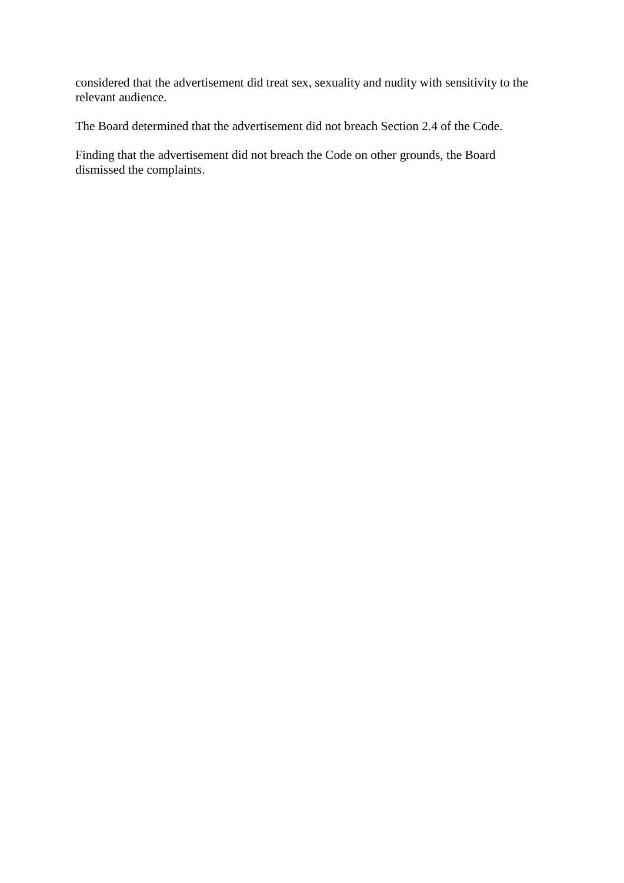considered that the advertisement did treat sex, sexuality and nudity with sensitivity to the relevant audience.

The Board determined that the advertisement did not breach Section 2.4 of the Code.

Finding that the advertisement did not breach the Code on other grounds, the Board dismissed the complaints.